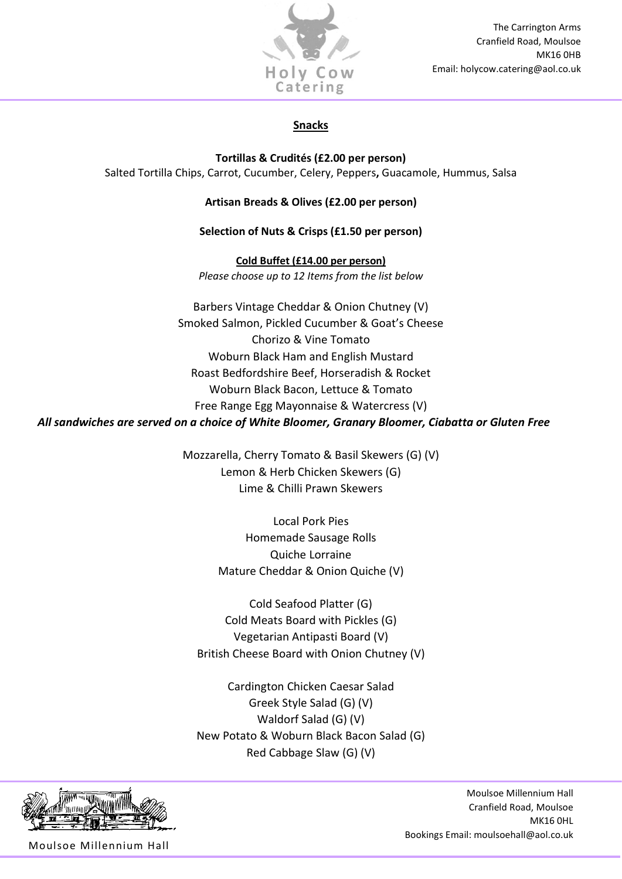The Carrington Arms
Cranfield Road, Moulsoe
MK16 0HB
Email: holycow.catering@aol.co.uk

## Snacks

**Tortillas & Crudités (£2.00 per person)**
Salted Tortilla Chips, Carrot, Cucumber, Celery, Peppers**,** Guacamole, Hummus, Salsa

**Artisan Breads & Olives (£2.00 per person)**

**Selection of Nuts & Crisps (£1.50 per person)**

## Cold Buffet (£14.00 per person)

*Please choose up to 12 Items from the list below*

Barbers Vintage Cheddar & Onion Chutney (V)
Smoked Salmon, Pickled Cucumber & Goat's Cheese
Chorizo & Vine Tomato
Woburn Black Ham and English Mustard
Roast Bedfordshire Beef, Horseradish & Rocket
Woburn Black Bacon, Lettuce & Tomato
Free Range Egg Mayonnaise & Watercress (V)

***All sandwiches are served on a choice of White Bloomer, Granary Bloomer, Ciabatta or Gluten Free***

Mozzarella, Cherry Tomato & Basil Skewers (G) (V)
Lemon & Herb Chicken Skewers (G)
Lime & Chilli Prawn Skewers

Local Pork Pies
Homemade Sausage Rolls
Quiche Lorraine
Mature Cheddar & Onion Quiche (V)

Cold Seafood Platter (G)
Cold Meats Board with Pickles (G)
Vegetarian Antipasti Board (V)
British Cheese Board with Onion Chutney (V)

Cardington Chicken Caesar Salad
Greek Style Salad (G) (V)
Waldorf Salad (G) (V)
New Potato & Woburn Black Bacon Salad (G)
Red Cabbage Slaw (G) (V)

Moulsoe Millennium Hall
Cranfield Road, Moulsoe
MK16 0HL
Bookings Email: moulsoehall@aol.co.uk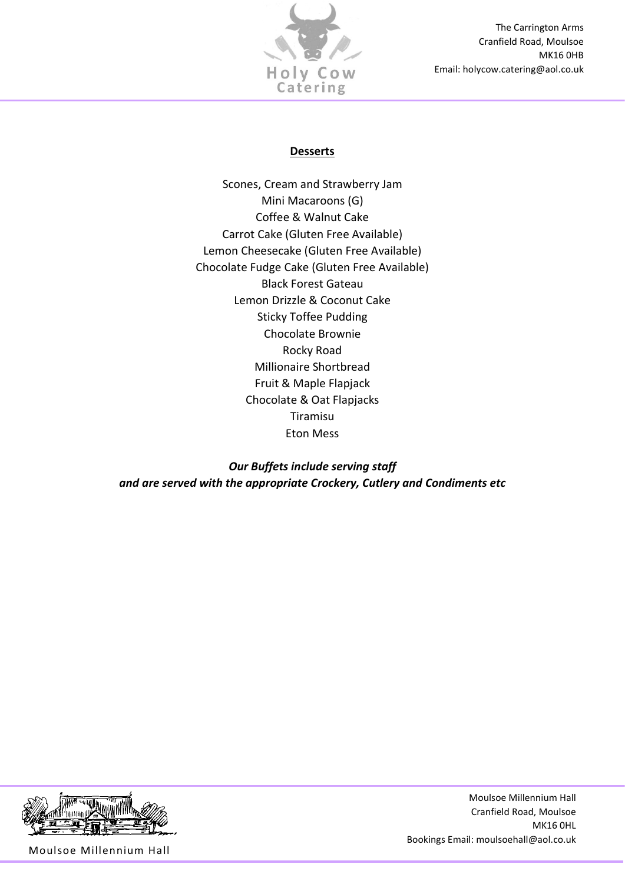## Desserts

Scones, Cream and Strawberry Jam
Mini Macaroons (G)
Coffee & Walnut Cake
Carrot Cake (Gluten Free Available)
Lemon Cheesecake (Gluten Free Available)
Chocolate Fudge Cake (Gluten Free Available)
Black Forest Gateau
Lemon Drizzle & Coconut Cake
Sticky Toffee Pudding
Chocolate Brownie
Rocky Road
Millionaire Shortbread
Fruit & Maple Flapjack
Chocolate & Oat Flapjacks
Tiramisu
Eton Mess

***Our Buffets include serving staff***
***and are served with the appropriate Crockery, Cutlery and Condiments etc***